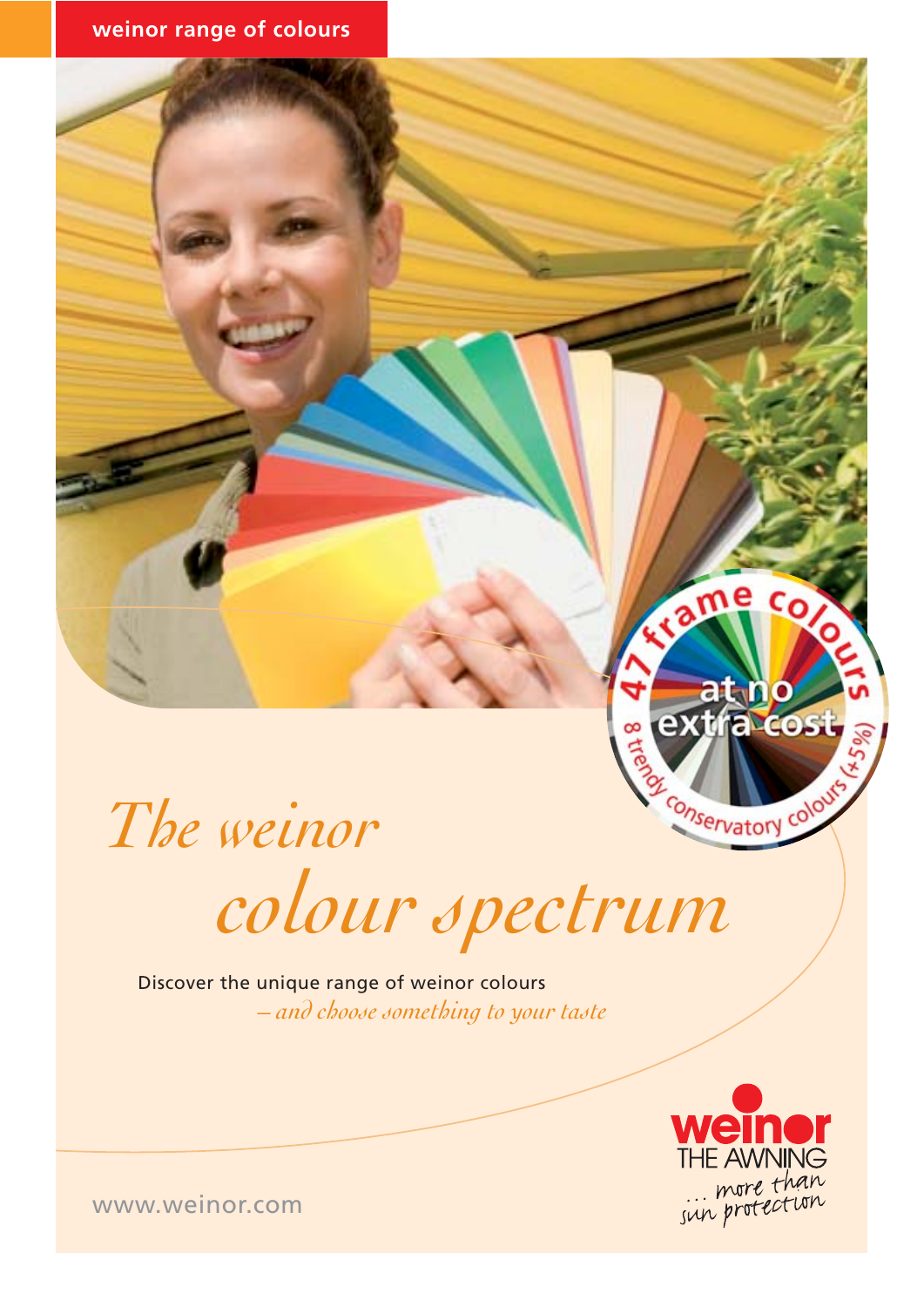weinor range of colours

47 frame colours at no extra cost

8 trendy conservatory colours (+5%)

# The weinor colour spectrum

Discover the unique range of weinor colours
*– and choose something to your taste*

weinor
THE AWNING
... more than sun protection

www.weinor.com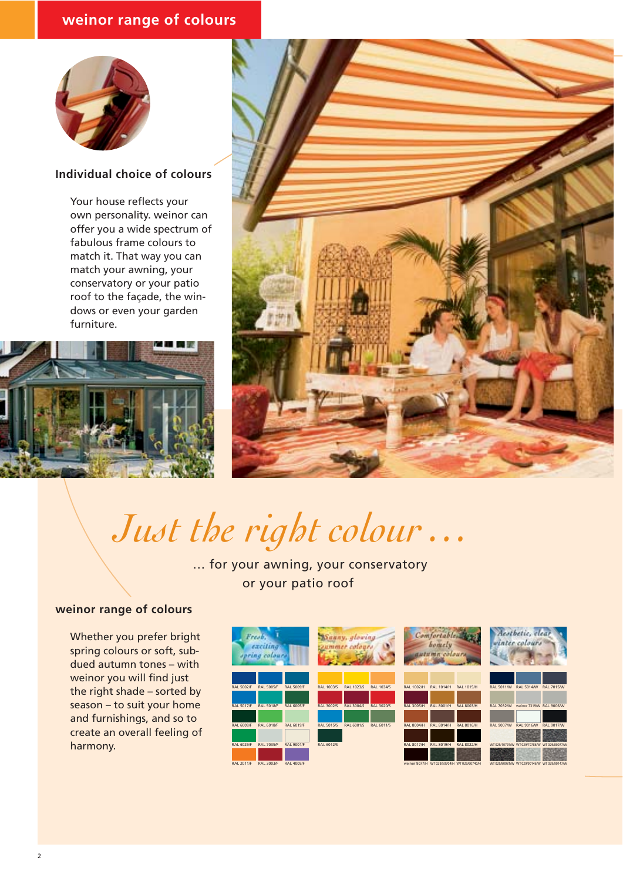## weinor range of colours

### Individual choice of colours

Your house reflects your own personality. weinor can offer you a wide spectrum of fabulous frame colours to match it. That way you can match your awning, your conservatory or your patio roof to the façade, the windows or even your garden furniture.

# *Just the right colour …*

… for your awning, your conservatory or your patio roof

### weinor range of colours

Whether you prefer bright spring colours or soft, subdued autumn tones – with weinor you will find just the right shade – sorted by season – to suit your home and furnishings, and so to create an overall feeling of harmony.

*Fresh, exciting spring colours*

RAL 5002/F, RAL 5005/F, RAL 5009/F, RAL 5017/F, RAL 5018/F, RAL 6005/F, RAL 6009/F, RAL 6018/F, RAL 6019/F, RAL 6029/F, RAL 7035/F, RAL 9001/F, RAL 2011/F, RAL 3003/F, RAL 4005/F

*Sunny, glowing summer colours*

RAL 1003/S, RAL 1023/S, RAL 1034/S, RAL 3002/S, RAL 3004/S, RAL 3020/S, RAL 5015/S, RAL 6001/S, RAL 6011/S, RAL 6012/S

*Comfortable, homely autumn colours*

RAL 1002/H, RAL 1014/H, RAL 1015/H, RAL 3005/H, RAL 8001/H, RAL 8003/H, RAL 8004/H, RAL 8014/H, RAL 8016/H, RAL 8017/H, RAL 8019/H, RAL 8022/H, weinor 8077/H, WT 029/50704/H, WT 029/60740/H

*Aesthetic, clear winter colours*

RAL 5011/W, RAL 5014/W, RAL 7015/W, RAL 7032/W, weinor 7319/W, RAL 9006/W, RAL 9007/W, RAL 9016/W, RAL 9017/W, WT 028/10797/W, WT 029/70786/W, WT 029/80077/W, WT 028/80081/W, WT 029/90146/W, WT 029/90147/W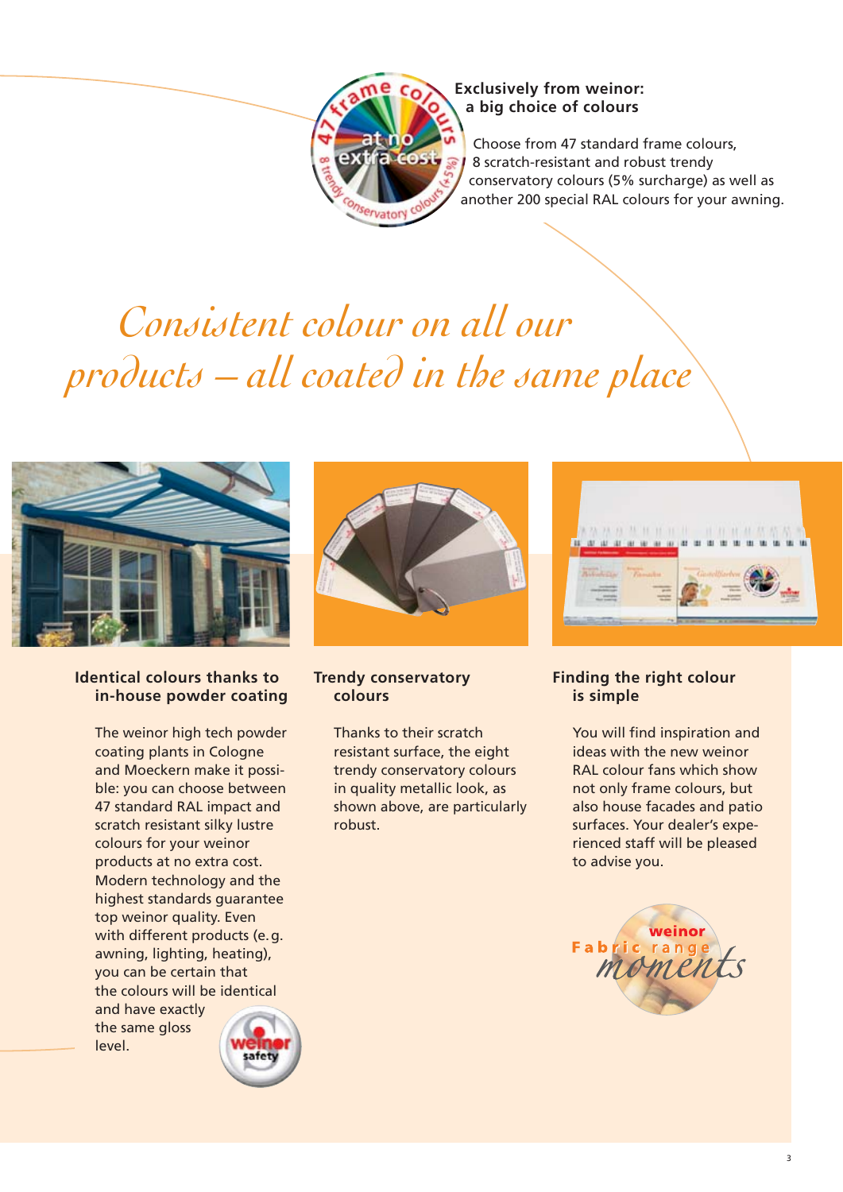**Exclusively from weinor: a big choice of colours**

Choose from 47 standard frame colours, 8 scratch-resistant and robust trendy conservatory colours (5% surcharge) as well as another 200 special RAL colours for your awning.

# *Consistent colour on all our products – all coated in the same place*

## Identical colours thanks to in-house powder coating

The weinor high tech powder coating plants in Cologne and Moeckern make it possible: you can choose between 47 standard RAL impact and scratch resistant silky lustre colours for your weinor products at no extra cost. Modern technology and the highest standards guarantee top weinor quality. Even with different products (e. g. awning, lighting, heating), you can be certain that the colours will be identical and have exactly the same gloss level.

## Trendy conservatory colours

Thanks to their scratch resistant surface, the eight trendy conservatory colours in quality metallic look, as shown above, are particularly robust.

## Finding the right colour is simple

You will find inspiration and ideas with the new weinor RAL colour fans which show not only frame colours, but also house facades and patio surfaces. Your dealer's experienced staff will be pleased to advise you.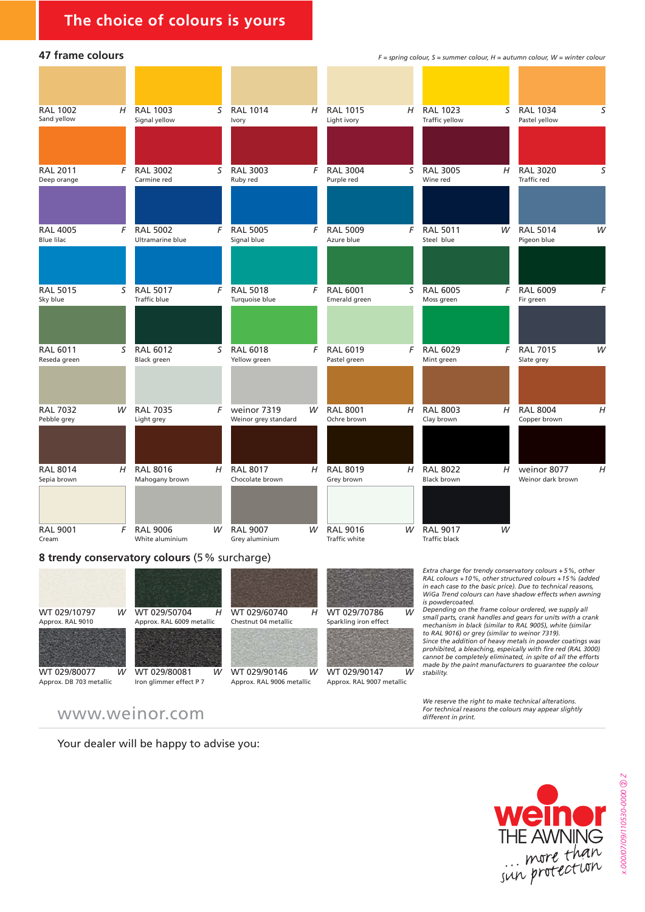# The choice of colours is yours

## 47 frame colours

*F = spring colour, S = summer colour, H = autumn colour, W = winter colour*

| | | | | | |
|---|---|---|---|---|---|
| RAL 1002 H<br>Sand yellow | RAL 1003 S<br>Signal yellow | RAL 1014 H<br>Ivory | RAL 1015 H<br>Light ivory | RAL 1023 S<br>Traffic yellow | RAL 1034 S<br>Pastel yellow |
| RAL 2011 F<br>Deep orange | RAL 3002 S<br>Carmine red | RAL 3003 F<br>Ruby red | RAL 3004 S<br>Purple red | RAL 3005 H<br>Wine red | RAL 3020 S<br>Traffic red |
| RAL 4005 F<br>Blue lilac | RAL 5002 F<br>Ultramarine blue | RAL 5005 F<br>Signal blue | RAL 5009 F<br>Azure blue | RAL 5011 W<br>Steel blue | RAL 5014 W<br>Pigeon blue |
| RAL 5015 S<br>Sky blue | RAL 5017 F<br>Traffic blue | RAL 5018 F<br>Turquoise blue | RAL 6001 S<br>Emerald green | RAL 6005 F<br>Moss green | RAL 6009 F<br>Fir green |
| RAL 6011 S<br>Reseda green | RAL 6012 S<br>Black green | RAL 6018 F<br>Yellow green | RAL 6019 F<br>Pastel green | RAL 6029 F<br>Mint green | RAL 7015 W<br>Slate grey |
| RAL 7032 W<br>Pebble grey | RAL 7035 F<br>Light grey | weinor 7319 W<br>Weinor grey standard | RAL 8001 H<br>Ochre brown | RAL 8003 H<br>Clay brown | RAL 8004 H<br>Copper brown |
| RAL 8014 H<br>Sepia brown | RAL 8016 H<br>Mahogany brown | RAL 8017 H<br>Chocolate brown | RAL 8019 H<br>Grey brown | RAL 8022 H<br>Black brown | weinor 8077 H<br>Weinor dark brown |
| RAL 9001 F<br>Cream | RAL 9006 W<br>White aluminium | RAL 9007 W<br>Grey aluminium | RAL 9016 W<br>Traffic white | RAL 9017 W<br>Traffic black | |

## 8 trendy conservatory colours (5 % surcharge)

| | | | |
|---|---|---|---|
| WT 029/10797 W<br>Approx. RAL 9010 | WT 029/50704 H<br>Approx. RAL 6009 metallic | WT 029/60740 H<br>Chestnut 04 metallic | WT 029/70786 W<br>Sparkling iron effect |
| WT 029/80077 W<br>Approx. DB 703 metallic | WT 029/80081 W<br>Iron glimmer effect P 7 | WT 029/90146 W<br>Approx. RAL 9006 metallic | WT 029/90147 W<br>Approx. RAL 9007 metallic |

*Extra charge for trendy conservatory colours +5%, other RAL colours +10%, other structured colours +15% (added in each case to the basic price). Due to technical reasons, WiGa Trend colours can have shadow effects when awning is powdercoated.*

*Depending on the frame colour ordered, we supply all small parts, crank handles and gears for units with a crank mechanism in black (similar to RAL 9005), white (similar to RAL 9016) or grey (similar to weinor 7319).*

*Since the addition of heavy metals in powder coatings was prohibited, a bleaching, espeically with fire red (RAL 3000) cannot be completely eliminated, in spite of all the efforts made by the paint manufacturers to guarantee the colour stability.*

*We reserve the right to make technical alterations. For technical reasons the colours may appear slightly different in print.*

www.weinor.com

Your dealer will be happy to advise you:

weinor THE AWNING ... more than sun protection

x.000/07/09/110530-0000 ② Z